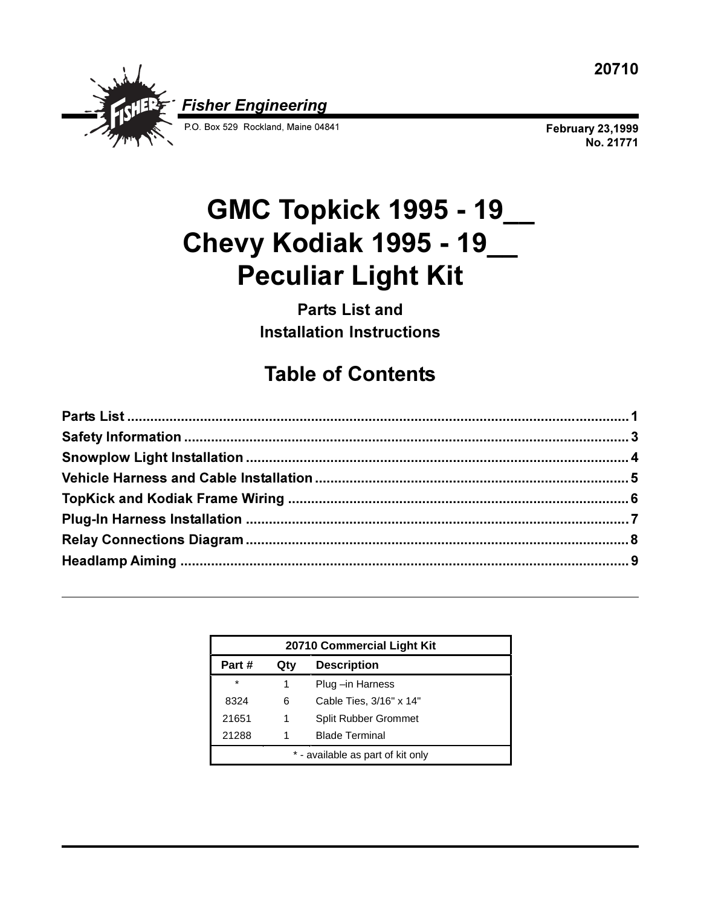20710

*Fisher Engineering*

P.O. Box 529 Rockland, Maine 04841

February 23,1999
No. 21771

# GMC Topkick 1995 - 19__
# Chevy Kodiak 1995 - 19__
# Peculiar Light Kit

**Parts List and**
**Installation Instructions**

## Table of Contents

| | |
|---|---|
| **Parts List** | **1** |
| **Safety Information** | **3** |
| **Snowplow Light Installation** | **4** |
| **Vehicle Harness and Cable Installation** | **5** |
| **TopKick and Kodiak Frame Wiring** | **6** |
| **Plug-In Harness Installation** | **7** |
| **Relay Connections Diagram** | **8** |
| **Headlamp Aiming** | **9** |

| 20710 Commercial Light Kit | | |
|---|---|---|
| **Part #** | **Qty** | **Description** |
| * | 1 | Plug –in Harness |
| 8324 | 6 | Cable Ties, 3/16" x 14" |
| 21651 | 1 | Split Rubber Grommet |
| 21288 | 1 | Blade Terminal |
| * - available as part of kit only | | |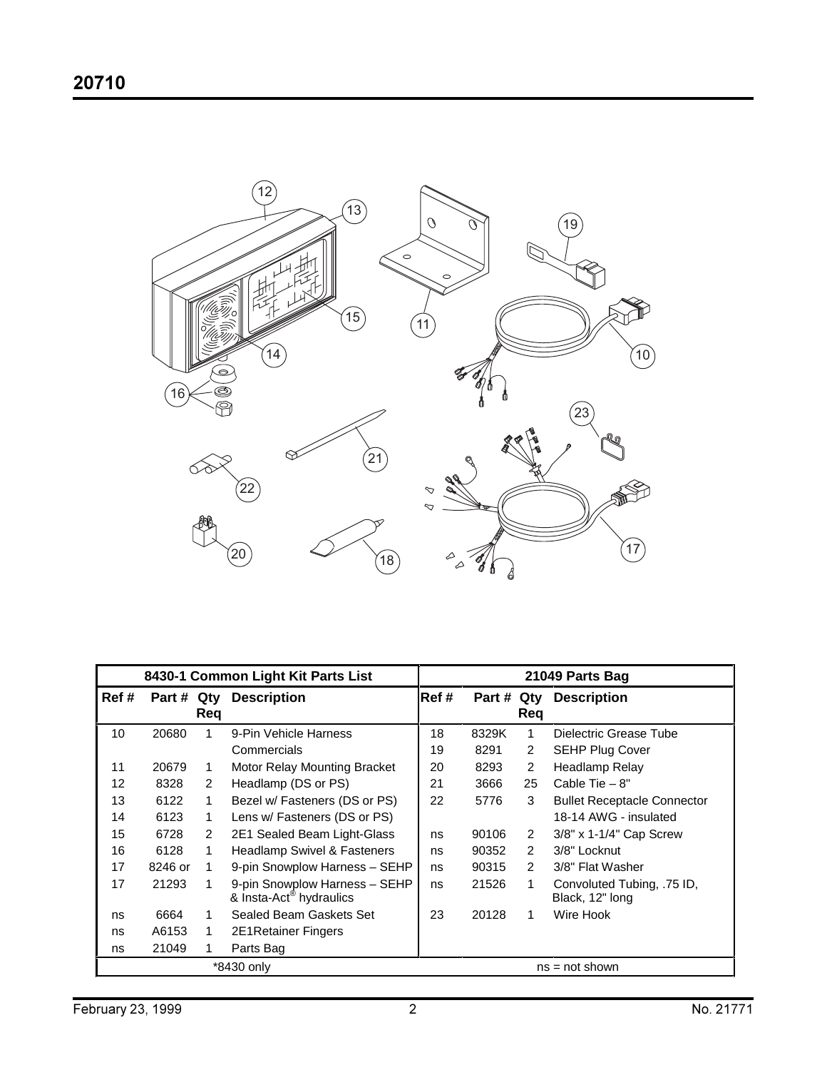# 20710

| 8430-1 Common Light Kit Parts List | | | | 21049 Parts Bag | | | |
|---|---|---|---|---|---|---|---|
| Ref # | Part # | Qty Req | Description | Ref # | Part # | Qty Req | Description |
| 10 | 20680 | 1 | 9-Pin Vehicle Harness Commercials | 18 | 8329K | 1 | Dielectric Grease Tube |
| | | | | 19 | 8291 | 2 | SEHP Plug Cover |
| 11 | 20679 | 1 | Motor Relay Mounting Bracket | 20 | 8293 | 2 | Headlamp Relay |
| 12 | 8328 | 2 | Headlamp (DS or PS) | 21 | 3666 | 25 | Cable Tie – 8" |
| 13 | 6122 | 1 | Bezel w/ Fasteners (DS or PS) | 22 | 5776 | 3 | Bullet Receptacle Connector 18-14 AWG - insulated |
| 14 | 6123 | 1 | Lens w/ Fasteners (DS or PS) | | | | |
| 15 | 6728 | 2 | 2E1 Sealed Beam Light-Glass | ns | 90106 | 2 | 3/8" x 1-1/4" Cap Screw |
| 16 | 6128 | 1 | Headlamp Swivel & Fasteners | ns | 90352 | 2 | 3/8" Locknut |
| 17 | 8246 or | 1 | 9-pin Snowplow Harness – SEHP | ns | 90315 | 2 | 3/8" Flat Washer |
| 17 | 21293 | 1 | 9-pin Snowplow Harness – SEHP & Insta-Act® hydraulics | ns | 21526 | 1 | Convoluted Tubing, .75 ID, Black, 12" long |
| ns | 6664 | 1 | Sealed Beam Gaskets Set | 23 | 20128 | 1 | Wire Hook |
| ns | A6153 | 1 | 2E1Retainer Fingers | | | | |
| ns | 21049 | 1 | Parts Bag | | | | |
| *8430 only | | | | ns = not shown | | | |

February 23, 1999 No. 21771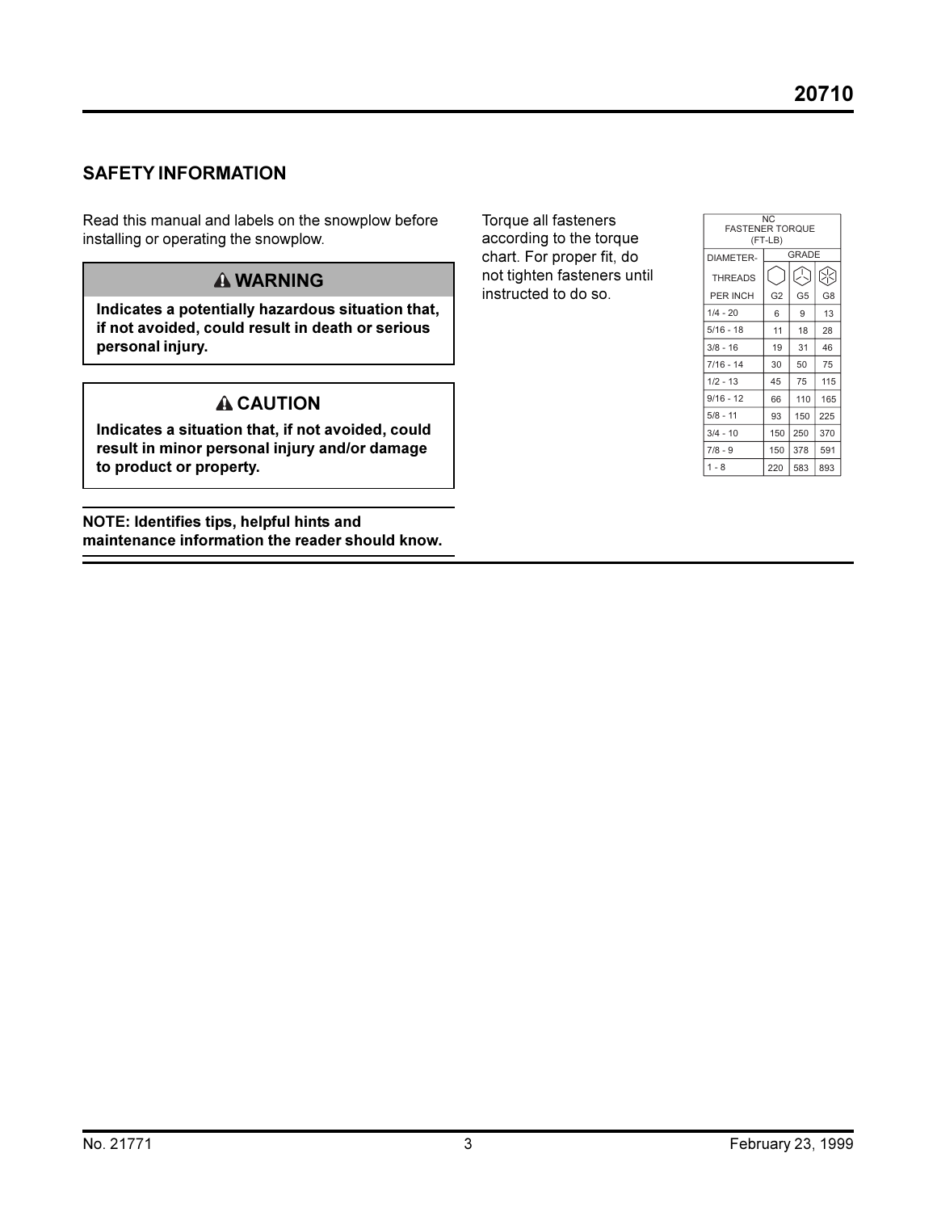## SAFETY INFORMATION

Read this manual and labels on the snowplow before installing or operating the snowplow.

> ⚠ **WARNING**
>
> **Indicates a potentially hazardous situation that, if not avoided, could result in death or serious personal injury.**

> ⚠ **CAUTION**
>
> **Indicates a situation that, if not avoided, could result in minor personal injury and/or damage to product or property.**

**NOTE: Identifies tips, helpful hints and maintenance information the reader should know.**

Torque all fasteners according to the torque chart. For proper fit, do not tighten fasteners until instructed to do so.

| NC FASTENER TORQUE (FT-LB) | | | |
|---|---|---|---|
| DIAMETER-THREADS PER INCH | GRADE | | |
| | G2 | G5 | G8 |
| 1/4 - 20 | 6 | 9 | 13 |
| 5/16 - 18 | 11 | 18 | 28 |
| 3/8 - 16 | 19 | 31 | 46 |
| 7/16 - 14 | 30 | 50 | 75 |
| 1/2 - 13 | 45 | 75 | 115 |
| 9/16 - 12 | 66 | 110 | 165 |
| 5/8 - 11 | 93 | 150 | 225 |
| 3/4 - 10 | 150 | 250 | 370 |
| 7/8 - 9 | 150 | 378 | 591 |
| 1 - 8 | 220 | 583 | 893 |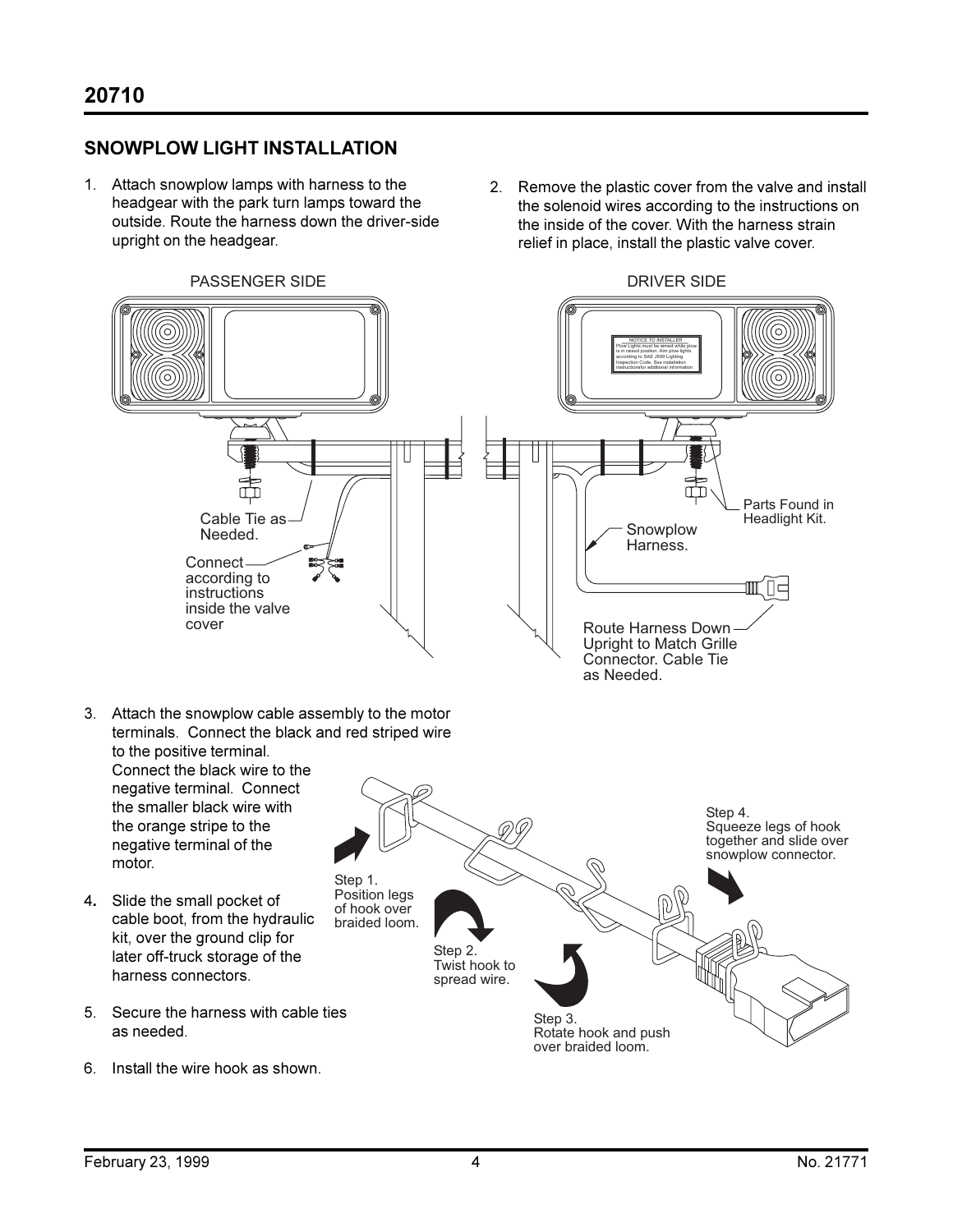## 20710

### SNOWPLOW LIGHT INSTALLATION

1. Attach snowplow lamps with harness to the headgear with the park turn lamps toward the outside. Route the harness down the driver-side upright on the headgear.

2. Remove the plastic cover from the valve and install the solenoid wires according to the instructions on the inside of the cover. With the harness strain relief in place, install the plastic valve cover.

PASSENGER SIDE

DRIVER SIDE

NOTICE TO INSTALLER
Plow Lights must be aimed while plow is in raised position. Aim plow lights according to SAE J599 Lighting Inspection Code. See installation instructions for additional information.

Cable Tie as Needed.

Connect according to instructions inside the valve cover

Parts Found in Headlight Kit.

Snowplow Harness.

Route Harness Down Upright to Match Grille Connector. Cable Tie as Needed.

3. Attach the snowplow cable assembly to the motor terminals. Connect the black and red striped wire to the positive terminal. Connect the black wire to the negative terminal. Connect the smaller black wire with the orange stripe to the negative terminal of the motor.

4. Slide the small pocket of cable boot, from the hydraulic kit, over the ground clip for later off-truck storage of the harness connectors.

5. Secure the harness with cable ties as needed.

6. Install the wire hook as shown.

Step 1.
Position legs of hook over braided loom.

Step 2.
Twist hook to spread wire.

Step 3.
Rotate hook and push over braided loom.

Step 4.
Squeeze legs of hook together and slide over snowplow connector.

February 23, 1999 No. 21771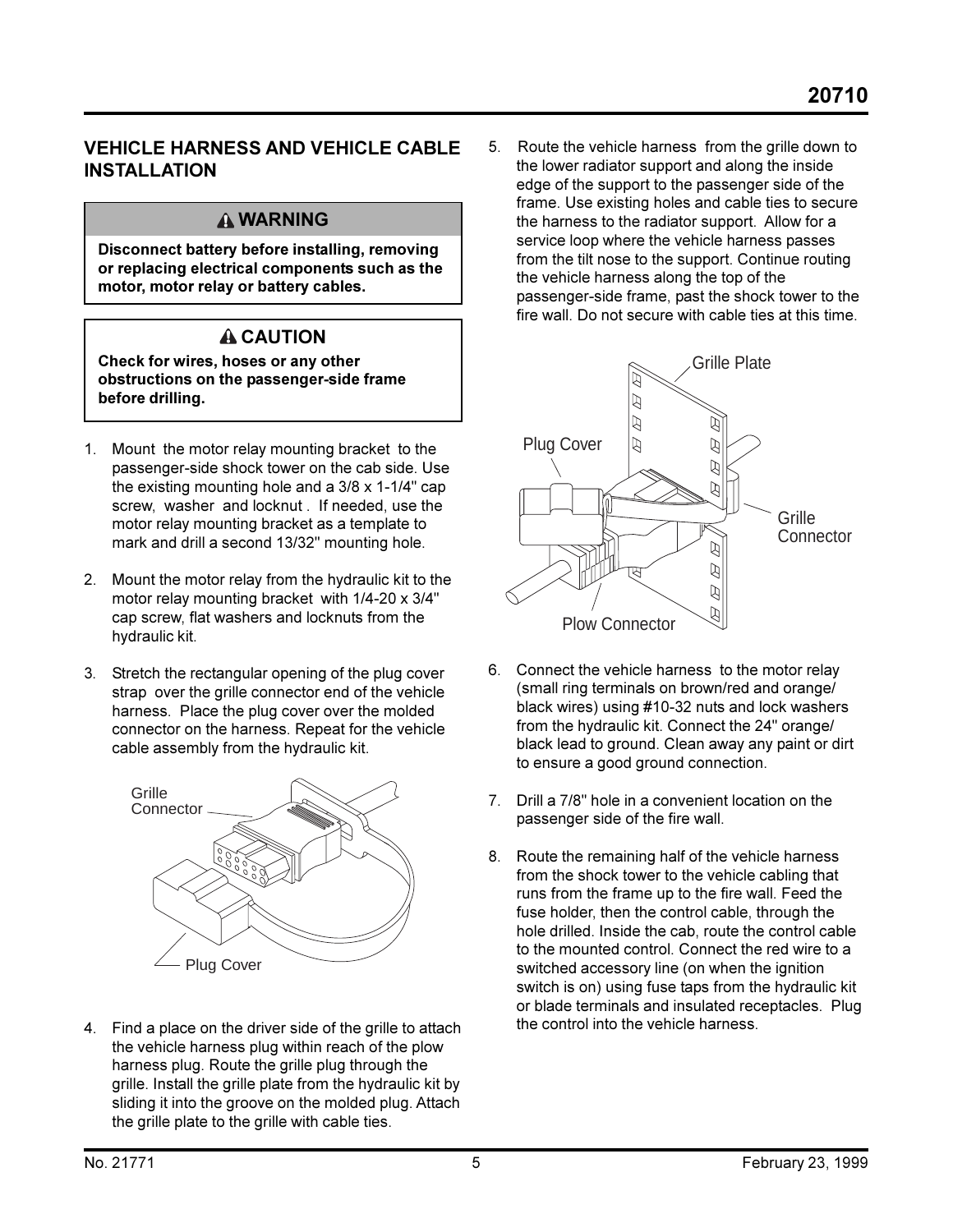## VEHICLE HARNESS AND VEHICLE CABLE INSTALLATION

### ⚠ WARNING

**Disconnect battery before installing, removing or replacing electrical components such as the motor, motor relay or battery cables.**

### ⚠ CAUTION

**Check for wires, hoses or any other obstructions on the passenger-side frame before drilling.**

1. Mount the motor relay mounting bracket to the passenger-side shock tower on the cab side. Use the existing mounting hole and a 3/8 x 1-1/4" cap screw, washer and locknut . If needed, use the motor relay mounting bracket as a template to mark and drill a second 13/32" mounting hole.

2. Mount the motor relay from the hydraulic kit to the motor relay mounting bracket with 1/4-20 x 3/4" cap screw, flat washers and locknuts from the hydraulic kit.

3. Stretch the rectangular opening of the plug cover strap over the grille connector end of the vehicle harness. Place the plug cover over the molded connector on the harness. Repeat for the vehicle cable assembly from the hydraulic kit.

Grille Connector

Plug Cover

4. Find a place on the driver side of the grille to attach the vehicle harness plug within reach of the plow harness plug. Route the grille plug through the grille. Install the grille plate from the hydraulic kit by sliding it into the groove on the molded plug. Attach the grille plate to the grille with cable ties.

5. Route the vehicle harness from the grille down to the lower radiator support and along the inside edge of the support to the passenger side of the frame. Use existing holes and cable ties to secure the harness to the radiator support. Allow for a service loop where the vehicle harness passes from the tilt nose to the support. Continue routing the vehicle harness along the top of the passenger-side frame, past the shock tower to the fire wall. Do not secure with cable ties at this time.

Grille Plate

Plug Cover

Grille Connector

Plow Connector

6. Connect the vehicle harness to the motor relay (small ring terminals on brown/red and orange/ black wires) using #10-32 nuts and lock washers from the hydraulic kit. Connect the 24" orange/ black lead to ground. Clean away any paint or dirt to ensure a good ground connection.

7. Drill a 7/8" hole in a convenient location on the passenger side of the fire wall.

8. Route the remaining half of the vehicle harness from the shock tower to the vehicle cabling that runs from the frame up to the fire wall. Feed the fuse holder, then the control cable, through the hole drilled. Inside the cab, route the control cable to the mounted control. Connect the red wire to a switched accessory line (on when the ignition switch is on) using fuse taps from the hydraulic kit or blade terminals and insulated receptacles. Plug the control into the vehicle harness.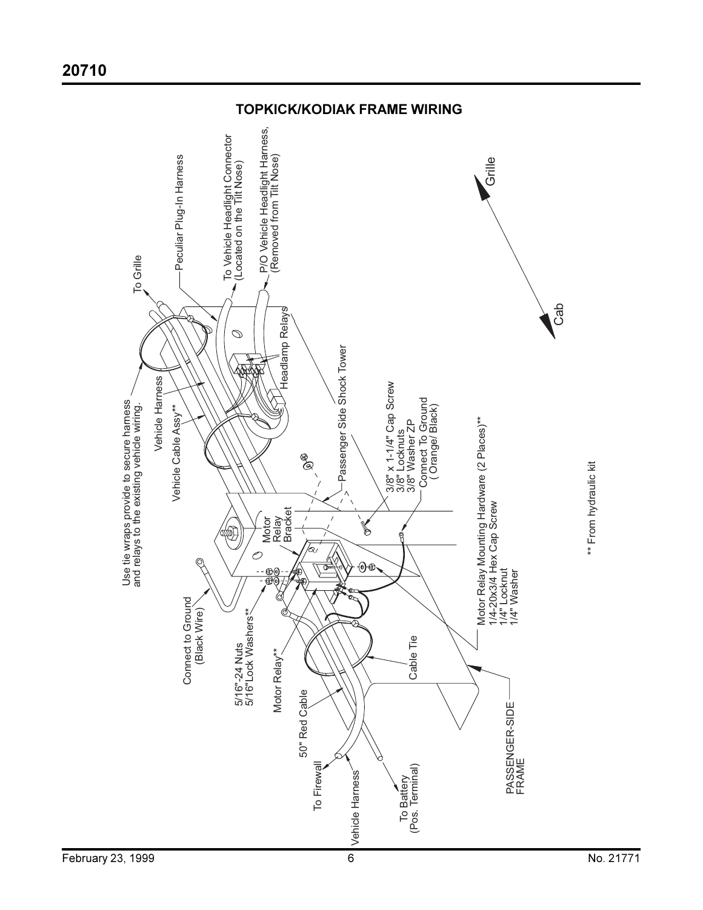# 20710

## TOPKICK/KODIAK FRAME WIRING

Use tie wraps provide to secure harness and relays to the existing vehicle wiring.

To Grille

Peculiar Plug-In Harness

To Vehicle Headlight Connector (Located on the Tilt Nose)

P/O Vehicle Headlight Harness, (Removed from Tilt Nose)

Grille

Cab

Vehicle Harness

Vehicle Cable Assy**

Headlamp Relays

Passenger Side Shock Tower

3/8" x 1-1/4" Cap Screw
3/8" Locknuts
3/8" Washer ZP

Connect To Ground ( Orange/ Black)

Motor Relay Bracket

Connect to Ground (Black Wire)

5/16"-24 Nuts
5/16"Lock Washers**

Motor Relay**

Motor Relay Mounting Hardware (2 Places)**
1/4-20x3/4 Hex Cap Screw
1/4" Locknut
1/4" Washer

Cable Tie

50" Red Cable

To Firewall

Vehicle Harness

To Battery (Pos. Terminal)

PASSENGER-SIDE FRAME

** From hydraulic kit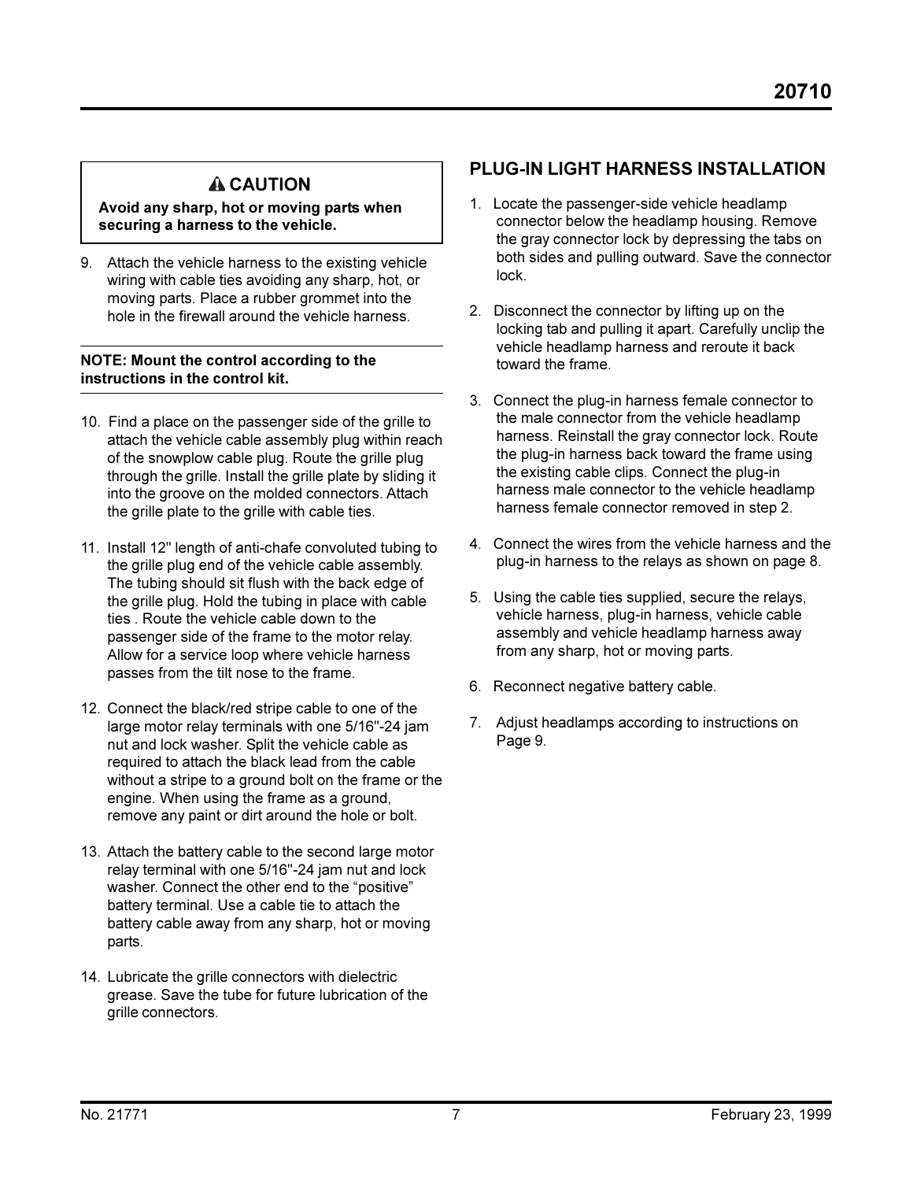**⚠ CAUTION**

**Avoid any sharp, hot or moving parts when securing a harness to the vehicle.**

9. Attach the vehicle harness to the existing vehicle wiring with cable ties avoiding any sharp, hot, or moving parts. Place a rubber grommet into the hole in the firewall around the vehicle harness.

**NOTE: Mount the control according to the instructions in the control kit.**

10. Find a place on the passenger side of the grille to attach the vehicle cable assembly plug within reach of the snowplow cable plug. Route the grille plug through the grille. Install the grille plate by sliding it into the groove on the molded connectors. Attach the grille plate to the grille with cable ties.

11. Install 12" length of anti-chafe convoluted tubing to the grille plug end of the vehicle cable assembly. The tubing should sit flush with the back edge of the grille plug. Hold the tubing in place with cable ties . Route the vehicle cable down to the passenger side of the frame to the motor relay. Allow for a service loop where vehicle harness passes from the tilt nose to the frame.

12. Connect the black/red stripe cable to one of the large motor relay terminals with one 5/16"-24 jam nut and lock washer. Split the vehicle cable as required to attach the black lead from the cable without a stripe to a ground bolt on the frame or the engine. When using the frame as a ground, remove any paint or dirt around the hole or bolt.

13. Attach the battery cable to the second large motor relay terminal with one 5/16"-24 jam nut and lock washer. Connect the other end to the "positive" battery terminal. Use a cable tie to attach the battery cable away from any sharp, hot or moving parts.

14. Lubricate the grille connectors with dielectric grease. Save the tube for future lubrication of the grille connectors.

## PLUG-IN LIGHT HARNESS INSTALLATION

1. Locate the passenger-side vehicle headlamp connector below the headlamp housing. Remove the gray connector lock by depressing the tabs on both sides and pulling outward. Save the connector lock.

2. Disconnect the connector by lifting up on the locking tab and pulling it apart. Carefully unclip the vehicle headlamp harness and reroute it back toward the frame.

3. Connect the plug-in harness female connector to the male connector from the vehicle headlamp harness. Reinstall the gray connector lock. Route the plug-in harness back toward the frame using the existing cable clips. Connect the plug-in harness male connector to the vehicle headlamp harness female connector removed in step 2.

4. Connect the wires from the vehicle harness and the plug-in harness to the relays as shown on page 8.

5. Using the cable ties supplied, secure the relays, vehicle harness, plug-in harness, vehicle cable assembly and vehicle headlamp harness away from any sharp, hot or moving parts.

6. Reconnect negative battery cable.

7. Adjust headlamps according to instructions on Page 9.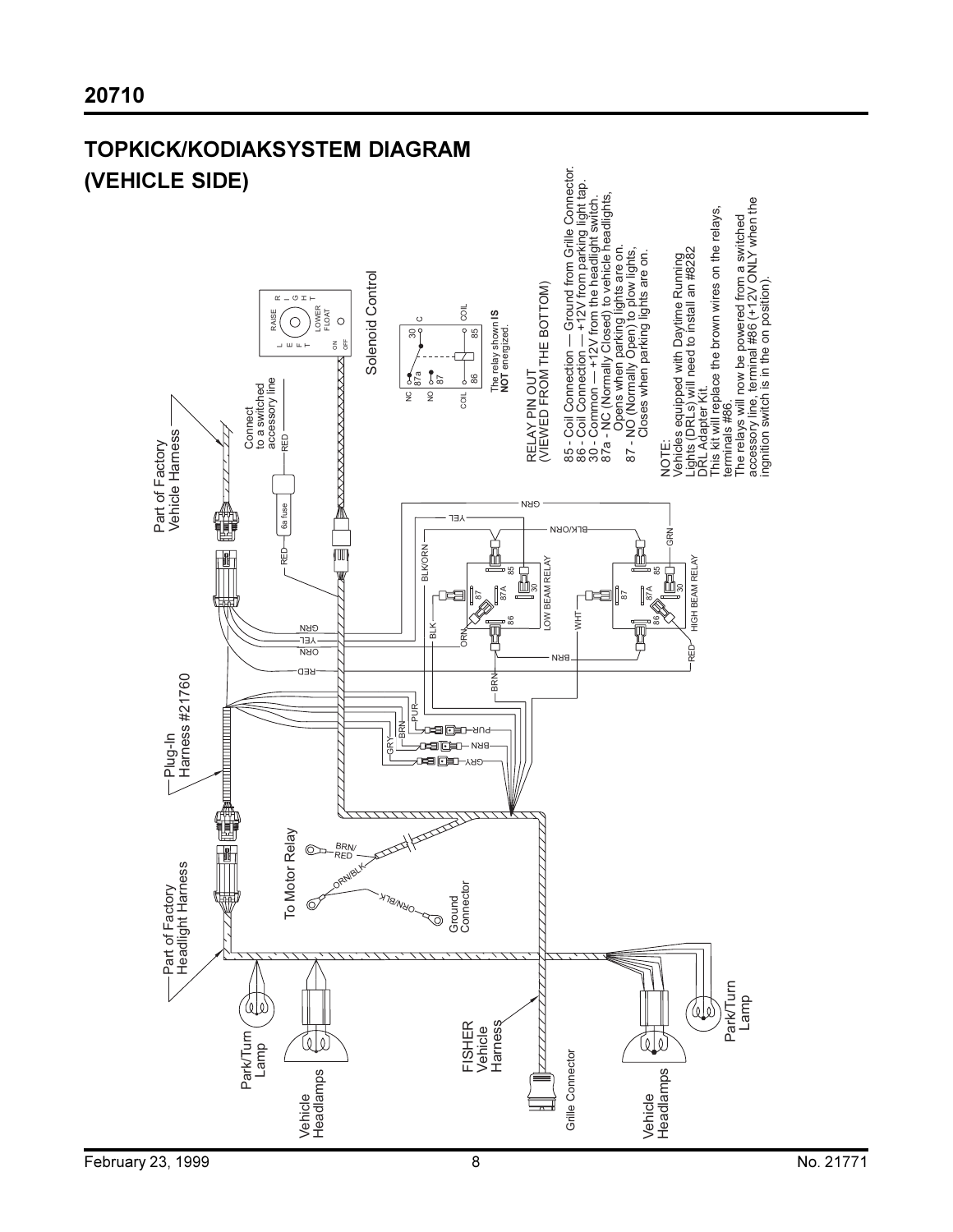# 20710

## TOPKICK/KODIAKSYSTEM DIAGRAM (VEHICLE SIDE)

Part of Factory Vehicle Harness

Connect to a switched accessory line

6a fuse

RED

Solenoid Control

RAISE

LEFT

RIGHT

LOWER FLOAT

ON OFF

NC 87a

NO 87

30 C

COIL 86

COIL 85

The relay shown **IS NOT** energized.

RELAY PIN OUT (VIEWED FROM THE BOTTOM)

85 - Coil Connection — Ground from Grille Connector.
86 - Coil Connection — +12V from parking light tap.
30 - Common — +12V from the headlight switch.
87a - NC (Normally Closed) to vehicle headlights, Opens when parking lights are on.
87 - NO (Normally Open) to plow lights, Closes when parking lights are on.

NOTE:
Vehicles equipped with Daytime Running Lights (DRLs) will need to install an #8282 DRL Adapter Kit.
This kit will replace the brown wires on the relays, terminals #86.
The relays will now be powered from a switched accessory line, terminal #86 (+12V ONLY when the ignition switch is in the on position).

LOW BEAM RELAY

HIGH BEAM RELAY

GRN, YEL, ORN, RED, BLK/ORN, BLK, ORN, BRN, WHT, PUR, GRY

Plug-In Harness #21760

Part of Factory Headlight Harness

To Motor Relay

BRN/RED

ORN/BLK

Ground Connector

Park/Turn Lamp

Vehicle Headlamps

FISHER Vehicle Harness

Grille Connector

Park/Turn Lamp

Vehicle Headlamps

February 23, 1999

No. 21771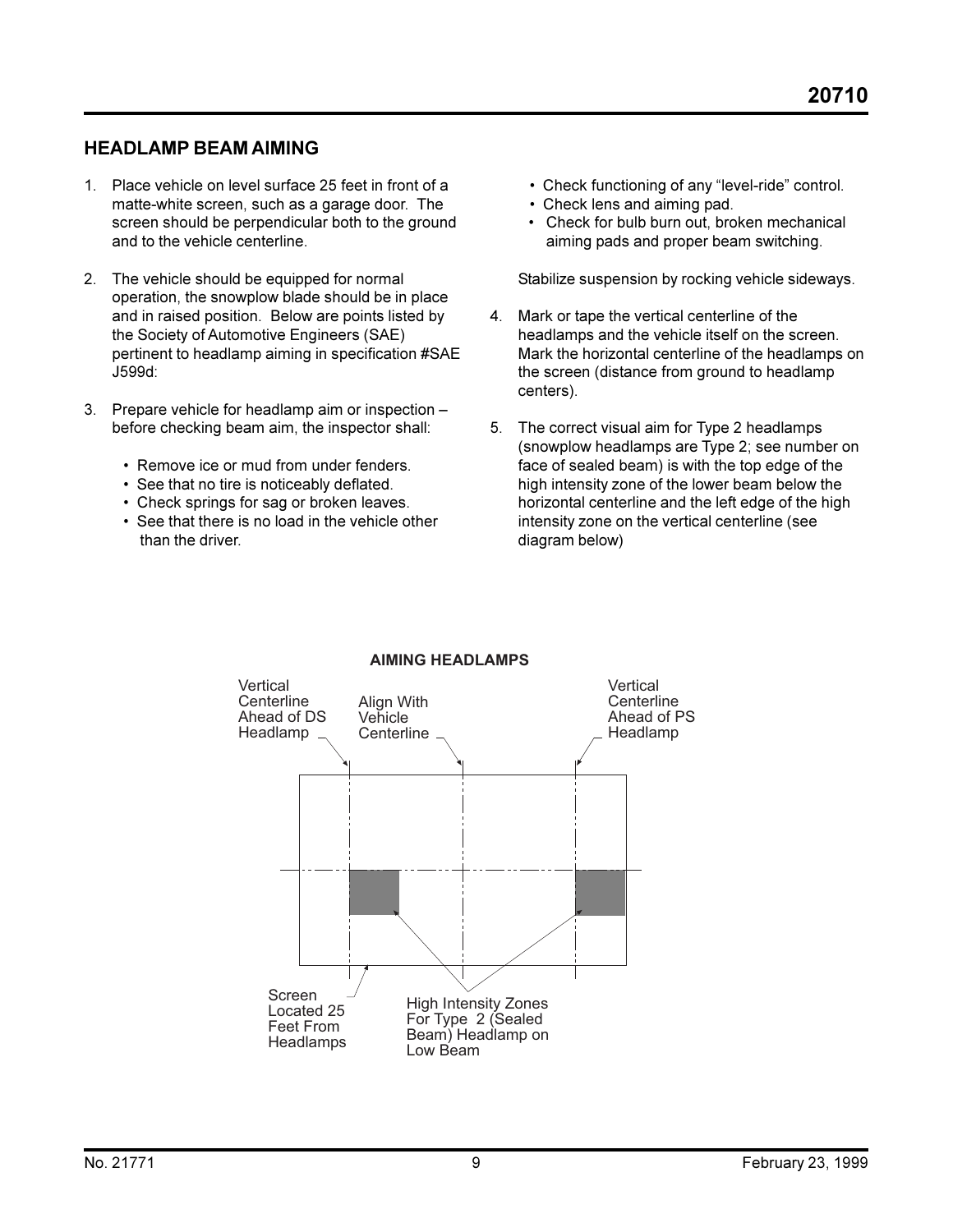## HEADLAMP BEAM AIMING

1. Place vehicle on level surface 25 feet in front of a matte-white screen, such as a garage door. The screen should be perpendicular both to the ground and to the vehicle centerline.

2. The vehicle should be equipped for normal operation, the snowplow blade should be in place and in raised position. Below are points listed by the Society of Automotive Engineers (SAE) pertinent to headlamp aiming in specification #SAE J599d:

3. Prepare vehicle for headlamp aim or inspection – before checking beam aim, the inspector shall:

   - Remove ice or mud from under fenders.
   - See that no tire is noticeably deflated.
   - Check springs for sag or broken leaves.
   - See that there is no load in the vehicle other than the driver.
   - Check functioning of any "level-ride" control.
   - Check lens and aiming pad.
   - Check for bulb burn out, broken mechanical aiming pads and proper beam switching.

   Stabilize suspension by rocking vehicle sideways.

4. Mark or tape the vertical centerline of the headlamps and the vehicle itself on the screen. Mark the horizontal centerline of the headlamps on the screen (distance from ground to headlamp centers).

5. The correct visual aim for Type 2 headlamps (snowplow headlamps are Type 2; see number on face of sealed beam) is with the top edge of the high intensity zone of the lower beam below the horizontal centerline and the left edge of the high intensity zone on the vertical centerline (see diagram below)

**AIMING HEADLAMPS**

Vertical Centerline Ahead of DS Headlamp

Align With Vehicle Centerline

Vertical Centerline Ahead of PS Headlamp

Screen Located 25 Feet From Headlamps

High Intensity Zones For Type 2 (Sealed Beam) Headlamp on Low Beam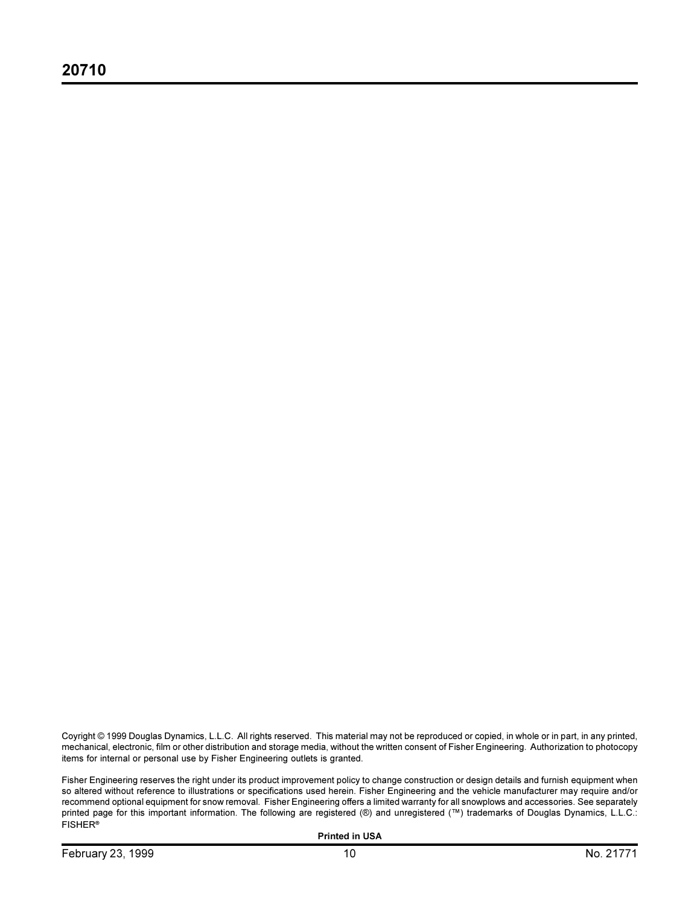Coyright © 1999 Douglas Dynamics, L.L.C. All rights reserved. This material may not be reproduced or copied, in whole or in part, in any printed, mechanical, electronic, film or other distribution and storage media, without the written consent of Fisher Engineering. Authorization to photocopy items for internal or personal use by Fisher Engineering outlets is granted.

Fisher Engineering reserves the right under its product improvement policy to change construction or design details and furnish equipment when so altered without reference to illustrations or specifications used herein. Fisher Engineering and the vehicle manufacturer may require and/or recommend optional equipment for snow removal. Fisher Engineering offers a limited warranty for all snowplows and accessories. See separately printed page for this important information. The following are registered (®) and unregistered (™) trademarks of Douglas Dynamics, L.L.C.: FISHER®

**Printed in USA**

February 23, 1999

No. 21771